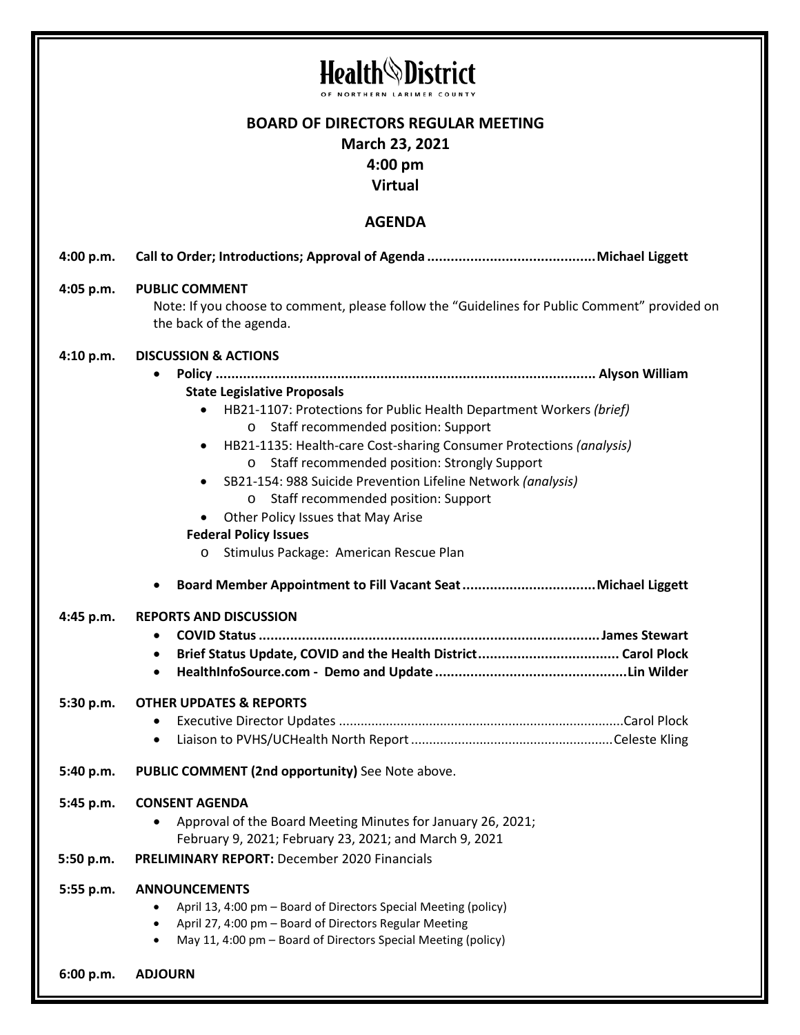# Health District

OF NORTHERN LARIMER COUNTY

## BOARD OF DIRECTORS REGULAR MEETING
## March 23, 2021
## 4:00 pm
## Virtual

## AGENDA

**4:00 p.m.** **Call to Order; Introductions; Approval of Agenda ........................................... Michael Liggett**

**4:05 p.m.** **PUBLIC COMMENT**
Note: If you choose to comment, please follow the "Guidelines for Public Comment" provided on the back of the agenda.

**4:10 p.m.** **DISCUSSION & ACTIONS**

- **Policy ................................................................................................ Alyson William**
  - **State Legislative Proposals**
    - HB21-1107: Protections for Public Health Department Workers *(brief)*
      - Staff recommended position: Support
    - HB21-1135: Health-care Cost-sharing Consumer Protections *(analysis)*
      - Staff recommended position: Strongly Support
    - SB21-154: 988 Suicide Prevention Lifeline Network *(analysis)*
      - Staff recommended position: Support
    - Other Policy Issues that May Arise
  - **Federal Policy Issues**
    - Stimulus Package: American Rescue Plan
- **Board Member Appointment to Fill Vacant Seat .................................. Michael Liggett**

**4:45 p.m.** **REPORTS AND DISCUSSION**

- **COVID Status ....................................................................................... James Stewart**
- **Brief Status Update, COVID and the Health District .................................... Carol Plock**
- **HealthInfoSource.com - Demo and Update ................................................. Lin Wilder**

**5:30 p.m.** **OTHER UPDATES & REPORTS**

- Executive Director Updates ............................................................................... Carol Plock
- Liaison to PVHS/UCHealth North Report ....................................................... Celeste Kling

**5:40 p.m.** **PUBLIC COMMENT (2nd opportunity)** See Note above.

**5:45 p.m.** **CONSENT AGENDA**

- Approval of the Board Meeting Minutes for January 26, 2021; February 9, 2021; February 23, 2021; and March 9, 2021

**5:50 p.m.** **PRELIMINARY REPORT:** December 2020 Financials

**5:55 p.m.** **ANNOUNCEMENTS**

- April 13, 4:00 pm – Board of Directors Special Meeting (policy)
- April 27, 4:00 pm – Board of Directors Regular Meeting
- May 11, 4:00 pm – Board of Directors Special Meeting (policy)

**6:00 p.m.** **ADJOURN**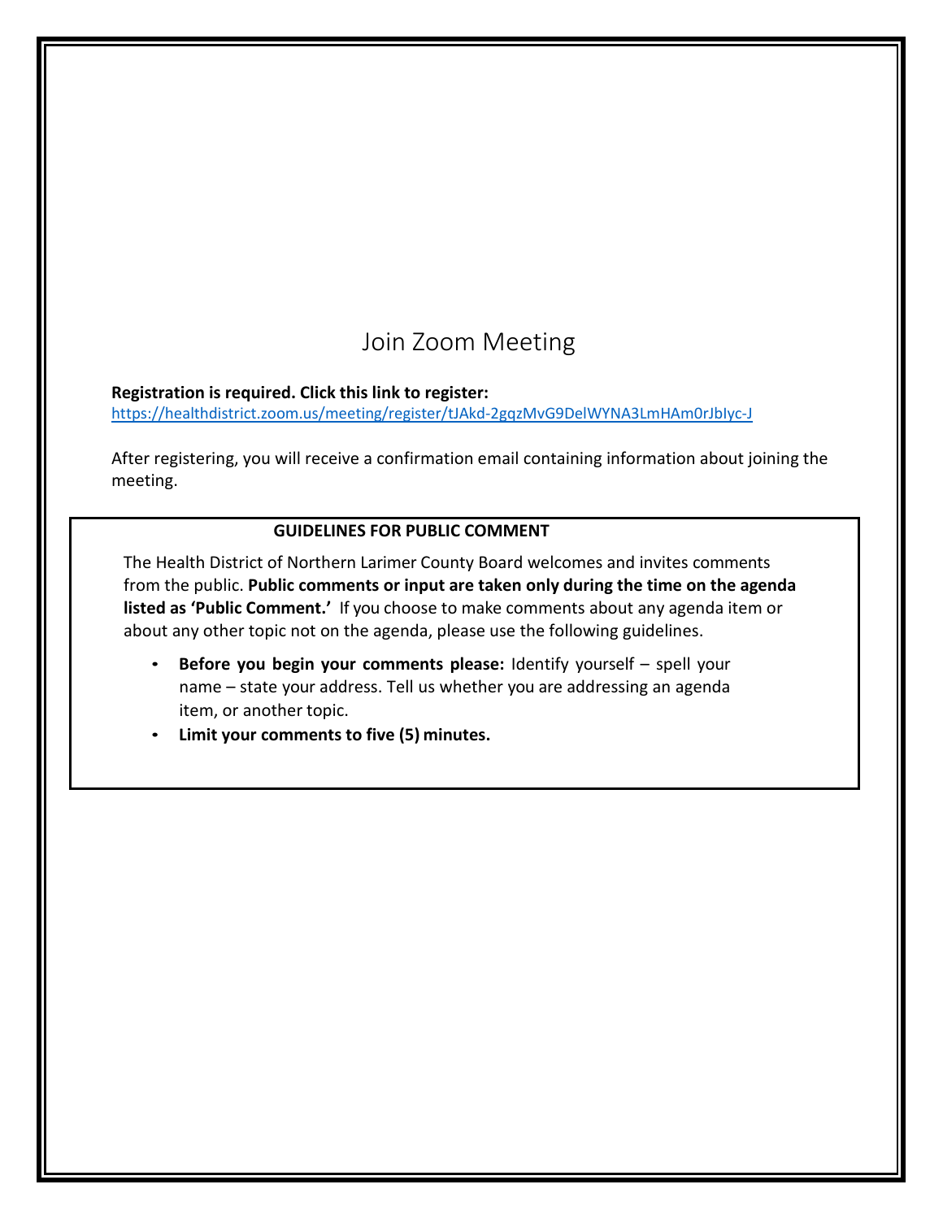# Join Zoom Meeting

**Registration is required. Click this link to register:**
https://healthdistrict.zoom.us/meeting/register/tJAkd-2gqzMvG9DelWYNA3LmHAm0rJbIyc-J

After registering, you will receive a confirmation email containing information about joining the meeting.

**GUIDELINES FOR PUBLIC COMMENT**

The Health District of Northern Larimer County Board welcomes and invites comments from the public. **Public comments or input are taken only during the time on the agenda listed as 'Public Comment.'** If you choose to make comments about any agenda item or about any other topic not on the agenda, please use the following guidelines.

- **Before you begin your comments please:** Identify yourself – spell your name – state your address. Tell us whether you are addressing an agenda item, or another topic.
- **Limit your comments to five (5) minutes.**